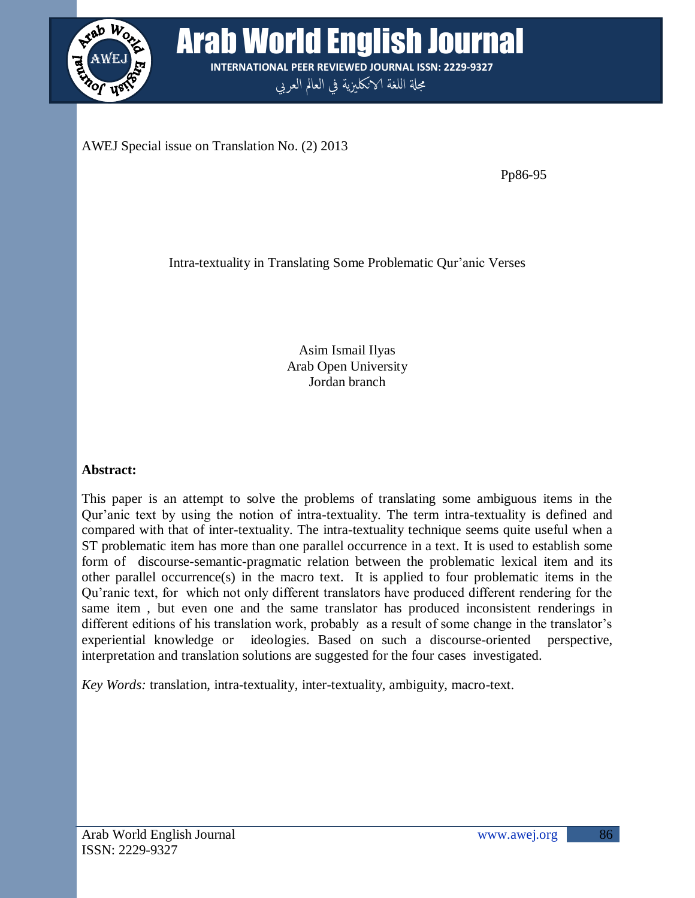AWEJ Special issue on Translation No. (2) 2013

Pp86-95

# Intra-textuality in Translating Some Problematic Qur'anic Verses

Asim Ismail Ilyas
Arab Open University
Jordan branch

**Abstract:**

This paper is an attempt to solve the problems of translating some ambiguous items in the Qur'anic text by using the notion of intra-textuality. The term intra-textuality is defined and compared with that of inter-textuality. The intra-textuality technique seems quite useful when a ST problematic item has more than one parallel occurrence in a text. It is used to establish some form of discourse-semantic-pragmatic relation between the problematic lexical item and its other parallel occurrence(s) in the macro text. It is applied to four problematic items in the Qu'ranic text, for which not only different translators have produced different rendering for the same item , but even one and the same translator has produced inconsistent renderings in different editions of his translation work, probably as a result of some change in the translator's experiential knowledge or ideologies. Based on such a discourse-oriented perspective, interpretation and translation solutions are suggested for the four cases investigated.

*Key Words:* translation, intra-textuality, inter-textuality, ambiguity, macro-text.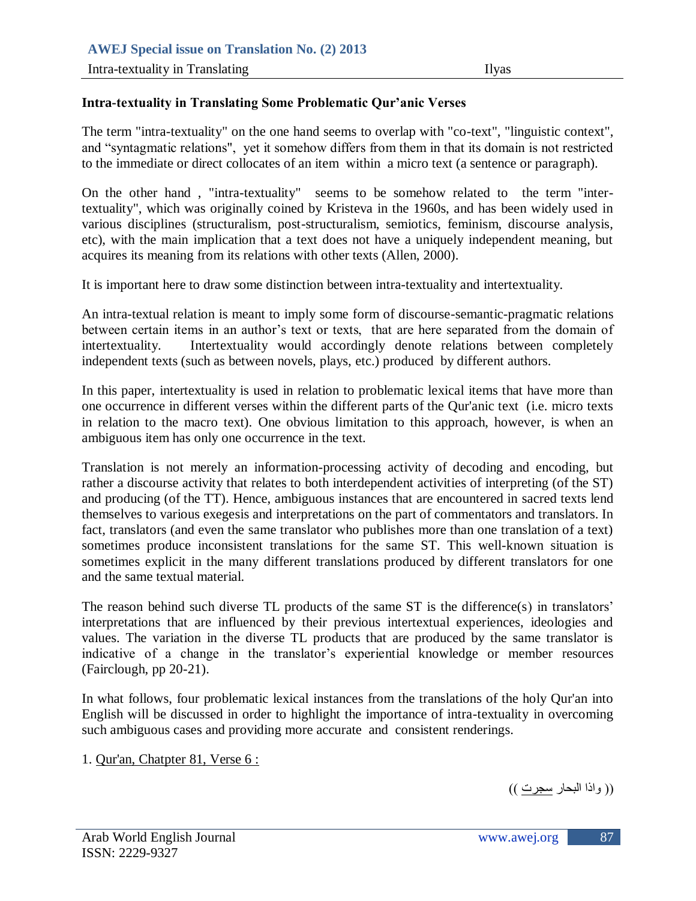## Intra-textuality in Translating Some Problematic Qur'anic Verses

The term "intra-textuality" on the one hand seems to overlap with "co-text", "linguistic context", and "syntagmatic relations", yet it somehow differs from them in that its domain is not restricted to the immediate or direct collocates of an item within a micro text (a sentence or paragraph).

On the other hand , "intra-textuality" seems to be somehow related to the term "inter-textuality", which was originally coined by Kristeva in the 1960s, and has been widely used in various disciplines (structuralism, post-structuralism, semiotics, feminism, discourse analysis, etc), with the main implication that a text does not have a uniquely independent meaning, but acquires its meaning from its relations with other texts (Allen, 2000).

It is important here to draw some distinction between intra-textuality and intertextuality.

An intra-textual relation is meant to imply some form of discourse-semantic-pragmatic relations between certain items in an author's text or texts, that are here separated from the domain of intertextuality. Intertextuality would accordingly denote relations between completely independent texts (such as between novels, plays, etc.) produced by different authors.

In this paper, intertextuality is used in relation to problematic lexical items that have more than one occurrence in different verses within the different parts of the Qur'anic text (i.e. micro texts in relation to the macro text). One obvious limitation to this approach, however, is when an ambiguous item has only one occurrence in the text.

Translation is not merely an information-processing activity of decoding and encoding, but rather a discourse activity that relates to both interdependent activities of interpreting (of the ST) and producing (of the TT). Hence, ambiguous instances that are encountered in sacred texts lend themselves to various exegesis and interpretations on the part of commentators and translators. In fact, translators (and even the same translator who publishes more than one translation of a text) sometimes produce inconsistent translations for the same ST. This well-known situation is sometimes explicit in the many different translations produced by different translators for one and the same textual material.

The reason behind such diverse TL products of the same ST is the difference(s) in translators' interpretations that are influenced by their previous intertextual experiences, ideologies and values. The variation in the diverse TL products that are produced by the same translator is indicative of a change in the translator's experiential knowledge or member resources (Fairclough, pp 20-21).

In what follows, four problematic lexical instances from the translations of the holy Qur'an into English will be discussed in order to highlight the importance of intra-textuality in overcoming such ambiguous cases and providing more accurate and consistent renderings.

1. <u>Qur'an, Chatpter 81, Verse 6 :</u>

(( واذا البحار <u>سجرت</u> ))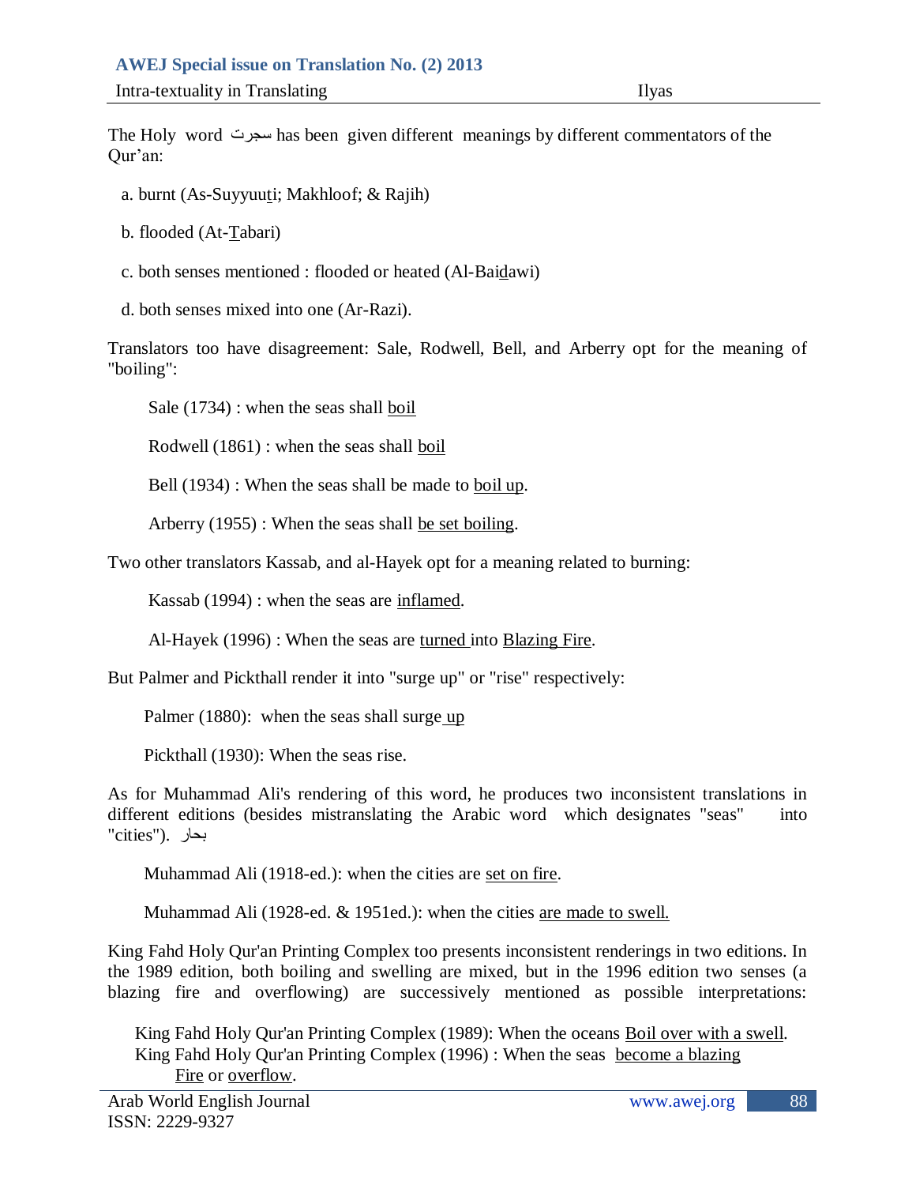The Holy word سجرت has been given different meanings by different commentators of the Qur'an:

a. burnt (As-Suyyuuti; Makhloof; & Rajih)

b. flooded (At-Tabari)

c. both senses mentioned : flooded or heated (Al-Baidawi)

d. both senses mixed into one (Ar-Razi).

Translators too have disagreement: Sale, Rodwell, Bell, and Arberry opt for the meaning of "boiling":

Sale (1734) : when the seas shall <u>boil</u>

Rodwell (1861) : when the seas shall <u>boil</u>

Bell (1934) : When the seas shall be made to <u>boil up</u>.

Arberry (1955) : When the seas shall <u>be set boiling</u>.

Two other translators Kassab, and al-Hayek opt for a meaning related to burning:

Kassab (1994) : when the seas are <u>inflamed</u>.

Al-Hayek (1996) : When the seas are <u>turned</u> into <u>Blazing Fire</u>.

But Palmer and Pickthall render it into "surge up" or "rise" respectively:

Palmer (1880): when the seas shall surge <u>up</u>

Pickthall (1930): When the seas rise.

As for Muhammad Ali's rendering of this word, he produces two inconsistent translations in different editions (besides mistranslating the Arabic word بحار which designates "seas" into "cities").

Muhammad Ali (1918-ed.): when the cities are <u>set on fire</u>.

Muhammad Ali (1928-ed. & 1951ed.): when the cities <u>are made to swell.</u>

King Fahd Holy Qur'an Printing Complex too presents inconsistent renderings in two editions. In the 1989 edition, both boiling and swelling are mixed, but in the 1996 edition two senses (a blazing fire and overflowing) are successively mentioned as possible interpretations:

King Fahd Holy Qur'an Printing Complex (1989): When the oceans <u>Boil over with a swell</u>.
King Fahd Holy Qur'an Printing Complex (1996) : When the seas <u>become a blazing Fire</u> or <u>overflow</u>.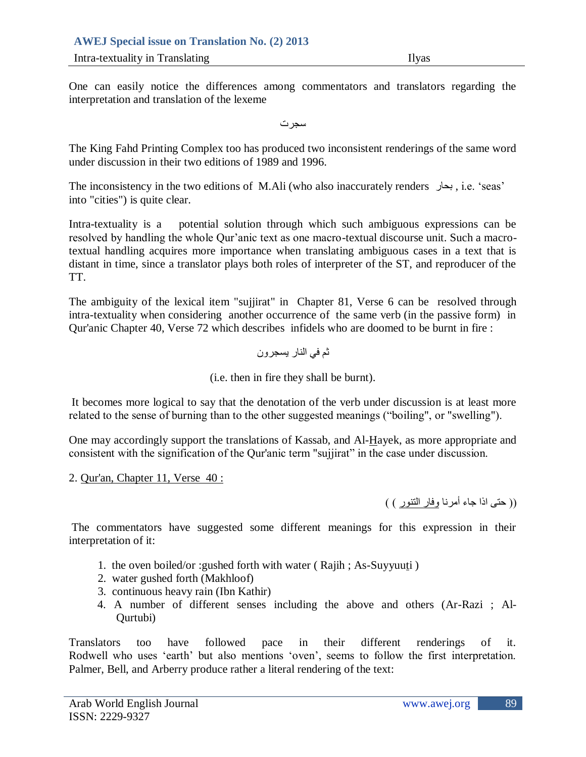One can easily notice the differences among commentators and translators regarding the interpretation and translation of the lexeme

سجرت

The King Fahd Printing Complex too has produced two inconsistent renderings of the same word under discussion in their two editions of 1989 and 1996.

The inconsistency in the two editions of M.Ali (who also inaccurately renders بحار , i.e. 'seas' into "cities") is quite clear.

Intra-textuality is a potential solution through which such ambiguous expressions can be resolved by handling the whole Qur'anic text as one macro-textual discourse unit. Such a macro-textual handling acquires more importance when translating ambiguous cases in a text that is distant in time, since a translator plays both roles of interpreter of the ST, and reproducer of the TT.

The ambiguity of the lexical item "sujjirat" in Chapter 81, Verse 6 can be resolved through intra-textuality when considering another occurrence of the same verb (in the passive form) in Qur'anic Chapter 40, Verse 72 which describes infidels who are doomed to be burnt in fire :

ثم في النار يسجرون

(i.e. then in fire they shall be burnt).

It becomes more logical to say that the denotation of the verb under discussion is at least more related to the sense of burning than to the other suggested meanings ("boiling", or "swelling").

One may accordingly support the translations of Kassab, and Al-Hayek, as more appropriate and consistent with the signification of the Qur'anic term "sujjirat" in the case under discussion.

2. Qur'an, Chapter 11, Verse 40 :

(( حتى اذا جاء أمرنا وفار التنور ) )

The commentators have suggested some different meanings for this expression in their interpretation of it:

1. the oven boiled/or :gushed forth with water ( Rajih ; As-Suyyuuti )
2. water gushed forth (Makhloof)
3. continuous heavy rain (Ibn Kathir)
4. A number of different senses including the above and others (Ar-Razi ; Al-Qurtubi)

Translators too have followed pace in their different renderings of it. Rodwell who uses 'earth' but also mentions 'oven', seems to follow the first interpretation. Palmer, Bell, and Arberry produce rather a literal rendering of the text: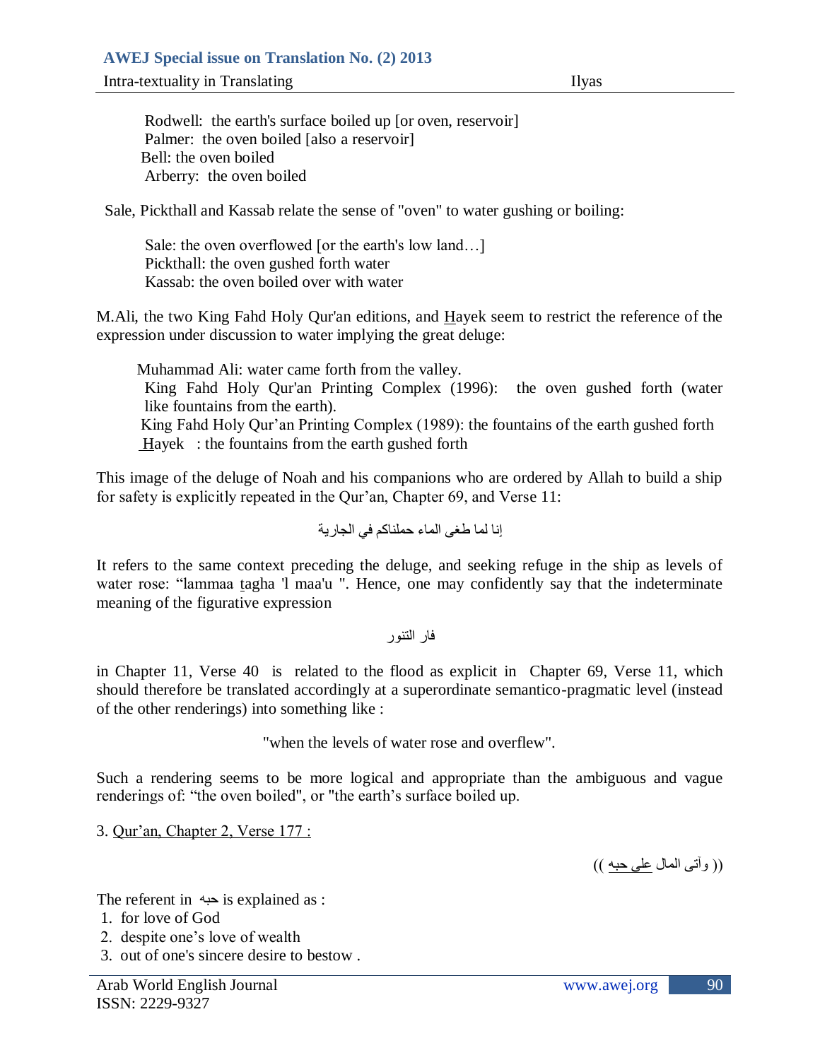Rodwell: the earth's surface boiled up [or oven, reservoir]
Palmer: the oven boiled [also a reservoir]
Bell: the oven boiled
Arberry: the oven boiled

Sale, Pickthall and Kassab relate the sense of "oven" to water gushing or boiling:

Sale: the oven overflowed [or the earth's low land…]
Pickthall: the oven gushed forth water
Kassab: the oven boiled over with water

M.Ali, the two King Fahd Holy Qur'an editions, and Hayek seem to restrict the reference of the expression under discussion to water implying the great deluge:

Muhammad Ali: water came forth from the valley.
King Fahd Holy Qur'an Printing Complex (1996): the oven gushed forth (water like fountains from the earth).
King Fahd Holy Qur'an Printing Complex (1989): the fountains of the earth gushed forth
Hayek : the fountains from the earth gushed forth

This image of the deluge of Noah and his companions who are ordered by Allah to build a ship for safety is explicitly repeated in the Qur'an, Chapter 69, and Verse 11:

إنا لما طغى الماء حملناكم في الجارية

It refers to the same context preceding the deluge, and seeking refuge in the ship as levels of water rose: "lammaa tagha 'l maa'u ". Hence, one may confidently say that the indeterminate meaning of the figurative expression

فار التنور

in Chapter 11, Verse 40 is related to the flood as explicit in Chapter 69, Verse 11, which should therefore be translated accordingly at a superordinate semantico-pragmatic level (instead of the other renderings) into something like :

"when the levels of water rose and overflew".

Such a rendering seems to be more logical and appropriate than the ambiguous and vague renderings of: "the oven boiled", or "the earth's surface boiled up.

3. Qur'an, Chapter 2, Verse 177 :

(( وآتى المال على حبه ))

The referent in حبه is explained as :

1. for love of God
2. despite one's love of wealth
3. out of one's sincere desire to bestow .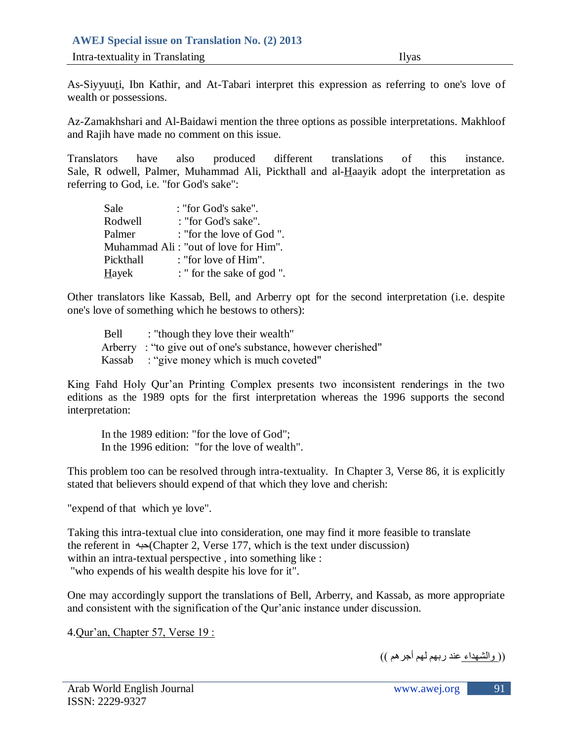As-Siyyuuti, Ibn Kathir, and At-Tabari interpret this expression as referring to one's love of wealth or possessions.

Az-Zamakhshari and Al-Baidawi mention the three options as possible interpretations. Makhloof and Rajih have made no comment on this issue.

Translators have also produced different translations of this instance. Sale, R odwell, Palmer, Muhammad Ali, Pickthall and al-Haayik adopt the interpretation as referring to God, i.e. "for God's sake":

Sale : "for God's sake".
Rodwell : "for God's sake".
Palmer : "for the love of God ".
Muhammad Ali : "out of love for Him".
Pickthall : "for love of Him".
Hayek : " for the sake of god ".

Other translators like Kassab, Bell, and Arberry opt for the second interpretation (i.e. despite one's love of something which he bestows to others):

Bell : "though they love their wealth"
Arberry : "to give out of one's substance, however cherished"
Kassab : "give money which is much coveted"

King Fahd Holy Qur'an Printing Complex presents two inconsistent renderings in the two editions as the 1989 opts for the first interpretation whereas the 1996 supports the second interpretation:

In the 1989 edition: "for the love of God";
In the 1996 edition: "for the love of wealth".

This problem too can be resolved through intra-textuality. In Chapter 3, Verse 86, it is explicitly stated that believers should expend of that which they love and cherish:

"expend of that which ye love".

Taking this intra-textual clue into consideration, one may find it more feasible to translate the referent in حبه(Chapter 2, Verse 177, which is the text under discussion) within an intra-textual perspective , into something like :
"who expends of his wealth despite his love for it".

One may accordingly support the translations of Bell, Arberry, and Kassab, as more appropriate and consistent with the signification of the Qur'anic instance under discussion.

4.Qur'an, Chapter 57, Verse 19 :

(( والشهداء عند ربهم لهم أجرهم ))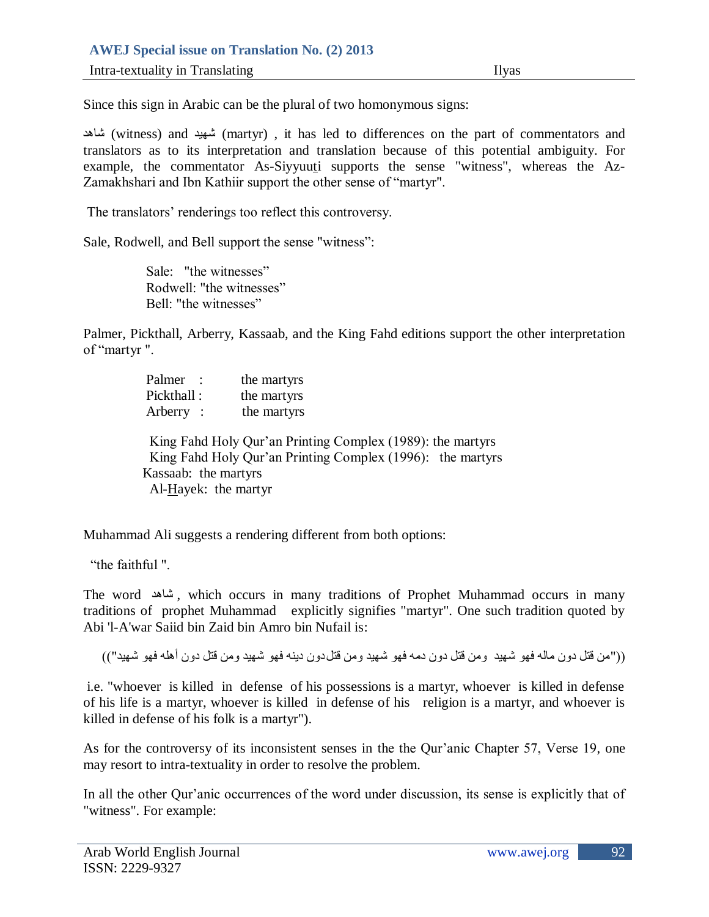Since this sign in Arabic can be the plural of two homonymous signs:

شاهد (witness) and شهيد (martyr) , it has led to differences on the part of commentators and translators as to its interpretation and translation because of this potential ambiguity. For example, the commentator As-Siyyuuti supports the sense "witness", whereas the Az-Zamakhshari and Ibn Kathiir support the other sense of "martyr".

The translators' renderings too reflect this controversy.

Sale, Rodwell, and Bell support the sense "witness":

Sale: "the witnesses"
Rodwell: "the witnesses"
Bell: "the witnesses"

Palmer, Pickthall, Arberry, Kassaab, and the King Fahd editions support the other interpretation of "martyr ".

Palmer : the martyrs
Pickthall : the martyrs
Arberry : the martyrs

King Fahd Holy Qur'an Printing Complex (1989): the martyrs
King Fahd Holy Qur'an Printing Complex (1996): the martyrs
Kassaab: the martyrs
Al-Hayek: the martyr

Muhammad Ali suggests a rendering different from both options:

"the faithful ".

The word شاهد , which occurs in many traditions of Prophet Muhammad occurs in many traditions of prophet Muhammad explicitly signifies "martyr". One such tradition quoted by Abi 'l-A'war Saiid bin Zaid bin Amro bin Nufail is:

(("من قتل دون ماله فهو شهيد ومن قتل دون دمه فهو شهيد ومن قتل دون دينه فهو شهيد ومن قتل دون أهله فهو شهيد"))

i.e. "whoever is killed in defense of his possessions is a martyr, whoever is killed in defense of his life is a martyr, whoever is killed in defense of his religion is a martyr, and whoever is killed in defense of his folk is a martyr").

As for the controversy of its inconsistent senses in the the Qur'anic Chapter 57, Verse 19, one may resort to intra-textuality in order to resolve the problem.

In all the other Qur'anic occurrences of the word under discussion, its sense is explicitly that of "witness". For example: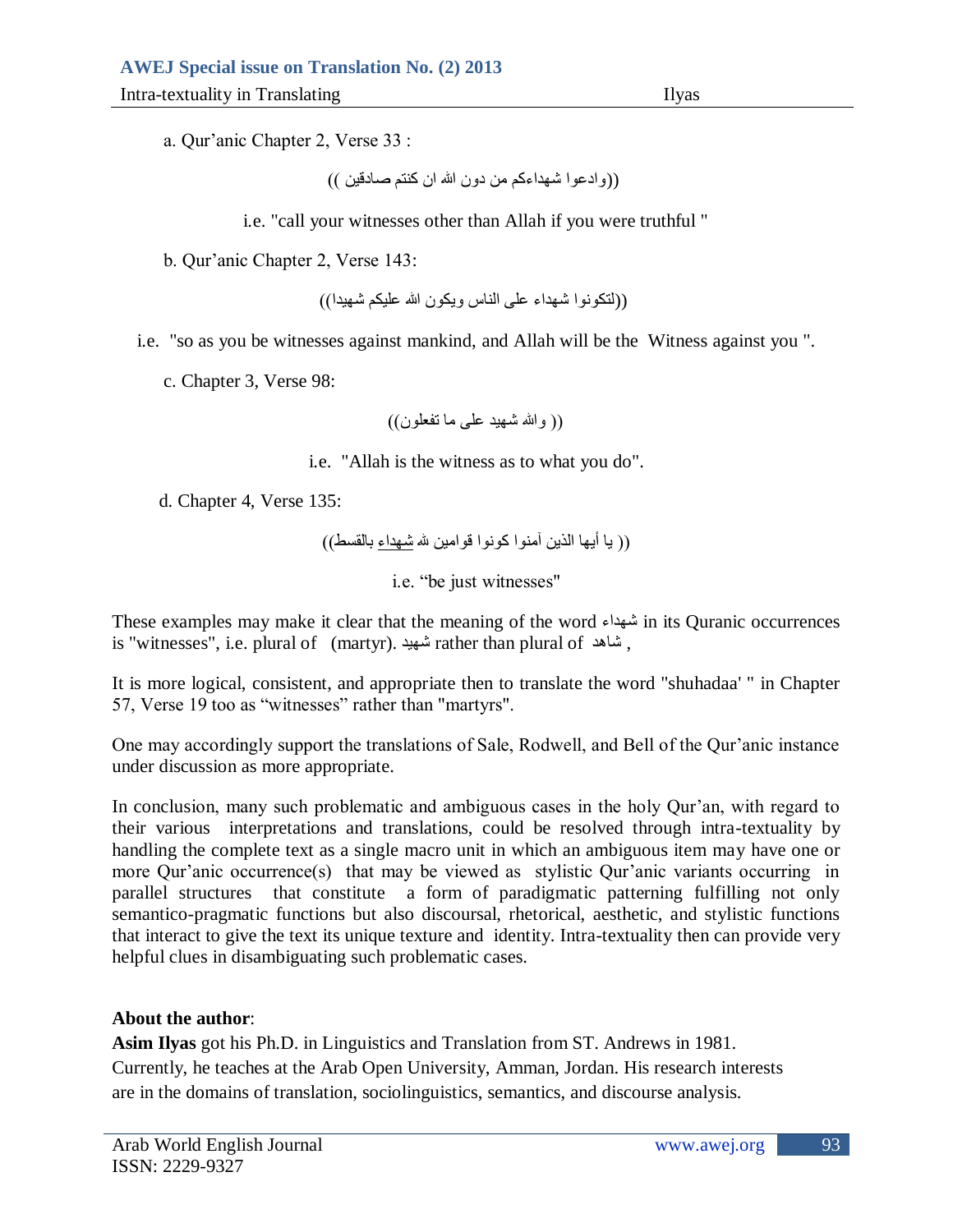a. Qur'anic Chapter 2, Verse 33 :

((وادعوا شهداءكم من دون الله ان كنتم صادقين ))

i.e. "call your witnesses other than Allah if you were truthful "

b. Qur'anic Chapter 2, Verse 143:

((لتكونوا شهداء على الناس ويكون الله عليكم شهيدا))

i.e. "so as you be witnesses against mankind, and Allah will be the Witness against you ".

c. Chapter 3, Verse 98:

(( والله شهيد على ما تفعلون))

i.e. "Allah is the witness as to what you do".

d. Chapter 4, Verse 135:

(( يا أيها الذين آمنوا كونوا قوامين لله شهداء بالقسط))

i.e. "be just witnesses"

These examples may make it clear that the meaning of the word شهداء in its Quranic occurrences is "witnesses", i.e. plural of (martyr). شهيد rather than plural of شاهد ,

It is more logical, consistent, and appropriate then to translate the word "shuhadaa' " in Chapter 57, Verse 19 too as "witnesses" rather than "martyrs".

One may accordingly support the translations of Sale, Rodwell, and Bell of the Qur'anic instance under discussion as more appropriate.

In conclusion, many such problematic and ambiguous cases in the holy Qur'an, with regard to their various interpretations and translations, could be resolved through intra-textuality by handling the complete text as a single macro unit in which an ambiguous item may have one or more Qur'anic occurrence(s) that may be viewed as stylistic Qur'anic variants occurring in parallel structures that constitute a form of paradigmatic patterning fulfilling not only semantico-pragmatic functions but also discoursal, rhetorical, aesthetic, and stylistic functions that interact to give the text its unique texture and identity. Intra-textuality then can provide very helpful clues in disambiguating such problematic cases.

**About the author**:

**Asim Ilyas** got his Ph.D. in Linguistics and Translation from ST. Andrews in 1981. Currently, he teaches at the Arab Open University, Amman, Jordan. His research interests are in the domains of translation, sociolinguistics, semantics, and discourse analysis.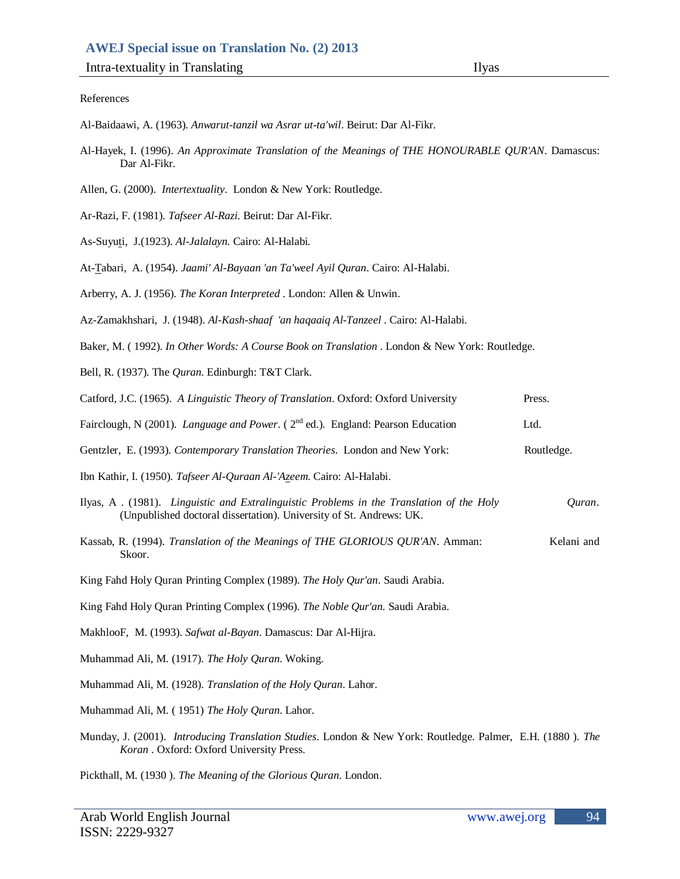References

Al-Baidaawi, A. (1963). *Anwarut-tanzil wa Asrar ut-ta'wil*. Beirut: Dar Al-Fikr.

Al-Hayek, I. (1996). *An Approximate Translation of the Meanings of THE HONOURABLE QUR'AN*. Damascus: Dar Al-Fikr.

Allen, G. (2000). *Intertextuality*. London & New York: Routledge.

Ar-Razi, F. (1981). *Tafseer Al-Razi*. Beirut: Dar Al-Fikr.

As-Suyuṯi, J.(1923). *Al-Jalalayn.* Cairo: Al-Halabi.

At-Ṯabari, A. (1954). *Jaami' Al-Bayaan 'an Ta'weel Ayil Quran*. Cairo: Al-Halabi.

Arberry, A. J. (1956). *The Koran Interpreted* . London: Allen & Unwin.

Az-Zamakhshari, J. (1948). *Al-Kash-shaaf 'an haqaaiq Al-Tanzeel* . Cairo: Al-Halabi.

Baker, M. ( 1992). *In Other Words: A Course Book on Translation* . London & New York: Routledge.

Bell, R. (1937). The *Quran*. Edinburgh: T&T Clark.

Catford, J.C. (1965). *A Linguistic Theory of Translation*. Oxford: Oxford University Press.

Fairclough, N (2001). *Language and Power*. ( 2nd ed.). England: Pearson Education Ltd.

Gentzler, E. (1993). *Contemporary Translation Theories*. London and New York: Routledge.

Ibn Kathir, I. (1950). *Tafseer Al-Quraan Al-'Aẕeem.* Cairo: Al-Halabi.

Ilyas, A . (1981). *Linguistic and Extralinguistic Problems in the Translation of the Holy Quran*. (Unpublished doctoral dissertation). University of St. Andrews: UK.

Kassab, R. (1994). *Translation of the Meanings of THE GLORIOUS QUR'AN*. Amman: Kelani and Skoor.

King Fahd Holy Quran Printing Complex (1989). *The Holy Qur'an*. Saudi Arabia.

King Fahd Holy Quran Printing Complex (1996). *The Noble Qur'an.* Saudi Arabia.

MakhlooF, M. (1993). *Safwat al-Bayan*. Damascus: Dar Al-Hijra.

Muhammad Ali, M. (1917). *The Holy Quran*. Woking.

Muhammad Ali, M. (1928). *Translation of the Holy Quran*. Lahor.

Muhammad Ali, M. ( 1951) *The Holy Quran*. Lahor.

Munday, J. (2001). *Introducing Translation Studies*. London & New York: Routledge. Palmer, E.H. (1880 ). *The Koran* . Oxford: Oxford University Press.

Pickthall, M. (1930 ). *The Meaning of the Glorious Quran*. London.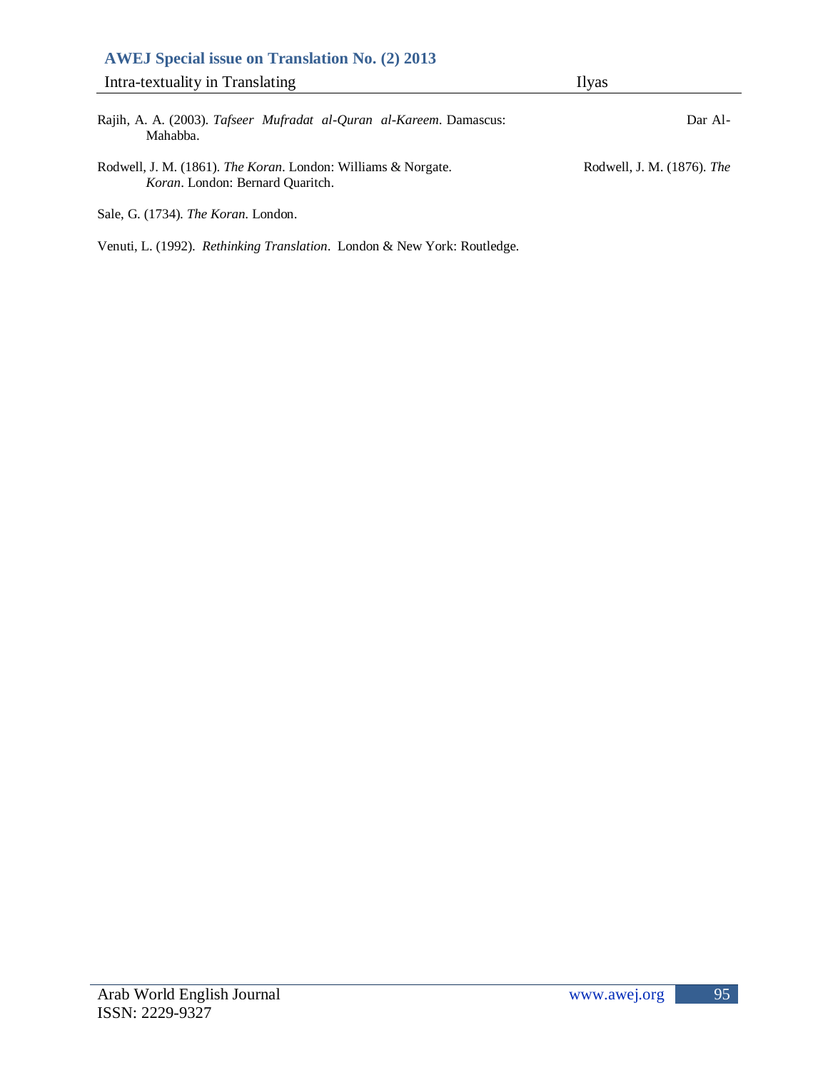Rajih, A. A. (2003). *Tafseer Mufradat al-Quran al-Kareem*. Damascus: Dar Al-Mahabba.

Rodwell, J. M. (1861). *The Koran*. London: Williams & Norgate. Rodwell, J. M. (1876). *The Koran*. London: Bernard Quaritch.

Sale, G. (1734). *The Koran*. London.

Venuti, L. (1992). *Rethinking Translation*. London & New York: Routledge.